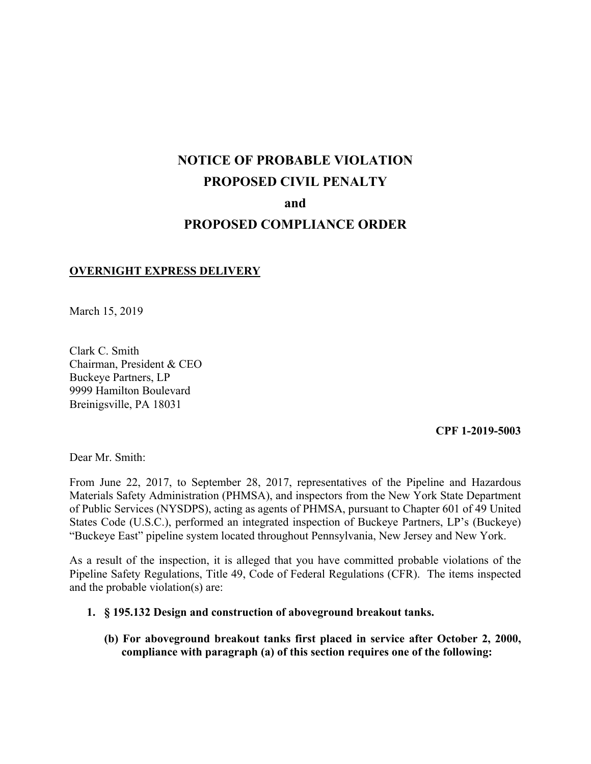# NOTICE OF PROBABLE VIOLATION
# PROPOSED CIVIL PENALTY
# and
# PROPOSED COMPLIANCE ORDER

**OVERNIGHT EXPRESS DELIVERY**

March 15, 2019

Clark C. Smith
Chairman, President & CEO
Buckeye Partners, LP
9999 Hamilton Boulevard
Breinigsville, PA 18031

**CPF 1-2019-5003**

Dear Mr. Smith:

From June 22, 2017, to September 28, 2017, representatives of the Pipeline and Hazardous Materials Safety Administration (PHMSA), and inspectors from the New York State Department of Public Services (NYSDPS), acting as agents of PHMSA, pursuant to Chapter 601 of 49 United States Code (U.S.C.), performed an integrated inspection of Buckeye Partners, LP's (Buckeye) "Buckeye East" pipeline system located throughout Pennsylvania, New Jersey and New York.

As a result of the inspection, it is alleged that you have committed probable violations of the Pipeline Safety Regulations, Title 49, Code of Federal Regulations (CFR). The items inspected and the probable violation(s) are:

1. **§ 195.132 Design and construction of aboveground breakout tanks.**

   **(b) For aboveground breakout tanks first placed in service after October 2, 2000, compliance with paragraph (a) of this section requires one of the following:**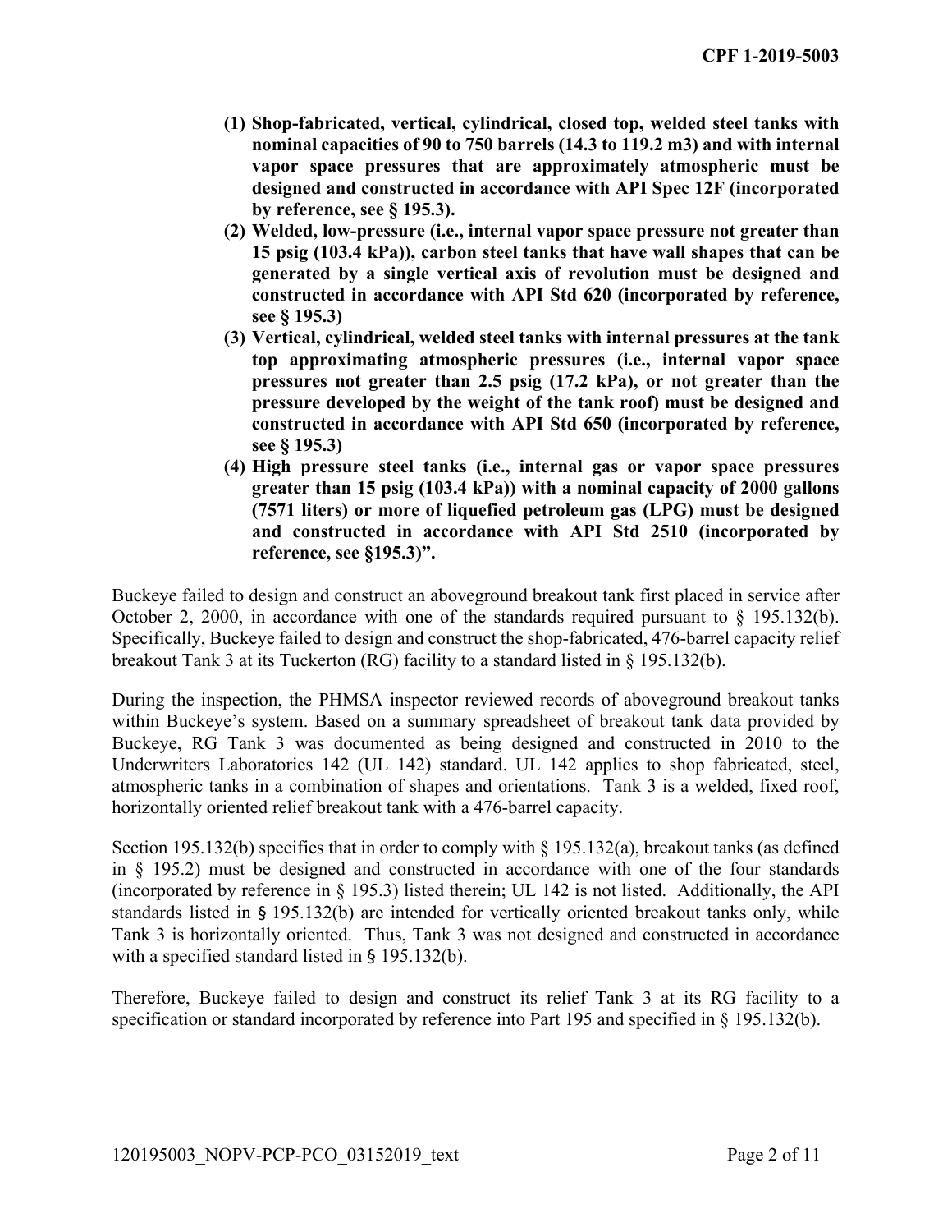**(1) Shop-fabricated, vertical, cylindrical, closed top, welded steel tanks with nominal capacities of 90 to 750 barrels (14.3 to 119.2 m3) and with internal vapor space pressures that are approximately atmospheric must be designed and constructed in accordance with API Spec 12F (incorporated by reference, see § 195.3).**

**(2) Welded, low-pressure (i.e., internal vapor space pressure not greater than 15 psig (103.4 kPa)), carbon steel tanks that have wall shapes that can be generated by a single vertical axis of revolution must be designed and constructed in accordance with API Std 620 (incorporated by reference, see § 195.3)**

**(3) Vertical, cylindrical, welded steel tanks with internal pressures at the tank top approximating atmospheric pressures (i.e., internal vapor space pressures not greater than 2.5 psig (17.2 kPa), or not greater than the pressure developed by the weight of the tank roof) must be designed and constructed in accordance with API Std 650 (incorporated by reference, see § 195.3)**

**(4) High pressure steel tanks (i.e., internal gas or vapor space pressures greater than 15 psig (103.4 kPa)) with a nominal capacity of 2000 gallons (7571 liters) or more of liquefied petroleum gas (LPG) must be designed and constructed in accordance with API Std 2510 (incorporated by reference, see §195.3)".**

Buckeye failed to design and construct an aboveground breakout tank first placed in service after October 2, 2000, in accordance with one of the standards required pursuant to § 195.132(b). Specifically, Buckeye failed to design and construct the shop-fabricated, 476-barrel capacity relief breakout Tank 3 at its Tuckerton (RG) facility to a standard listed in § 195.132(b).

During the inspection, the PHMSA inspector reviewed records of aboveground breakout tanks within Buckeye's system. Based on a summary spreadsheet of breakout tank data provided by Buckeye, RG Tank 3 was documented as being designed and constructed in 2010 to the Underwriters Laboratories 142 (UL 142) standard. UL 142 applies to shop fabricated, steel, atmospheric tanks in a combination of shapes and orientations. Tank 3 is a welded, fixed roof, horizontally oriented relief breakout tank with a 476-barrel capacity.

Section 195.132(b) specifies that in order to comply with § 195.132(a), breakout tanks (as defined in § 195.2) must be designed and constructed in accordance with one of the four standards (incorporated by reference in § 195.3) listed therein; UL 142 is not listed. Additionally, the API standards listed in § 195.132(b) are intended for vertically oriented breakout tanks only, while Tank 3 is horizontally oriented. Thus, Tank 3 was not designed and constructed in accordance with a specified standard listed in § 195.132(b).

Therefore, Buckeye failed to design and construct its relief Tank 3 at its RG facility to a specification or standard incorporated by reference into Part 195 and specified in § 195.132(b).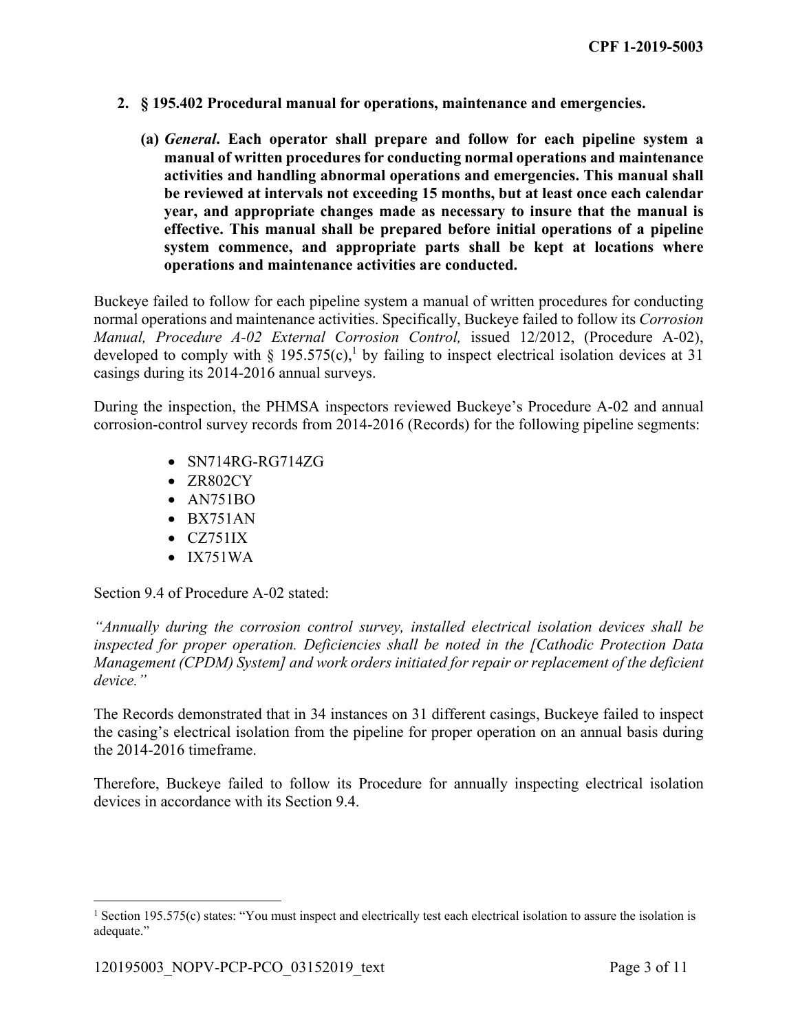2. **§ 195.402 Procedural manual for operations, maintenance and emergencies.**

   **(a)** ***General*****. Each operator shall prepare and follow for each pipeline system a manual of written procedures for conducting normal operations and maintenance activities and handling abnormal operations and emergencies. This manual shall be reviewed at intervals not exceeding 15 months, but at least once each calendar year, and appropriate changes made as necessary to insure that the manual is effective. This manual shall be prepared before initial operations of a pipeline system commence, and appropriate parts shall be kept at locations where operations and maintenance activities are conducted.**

Buckeye failed to follow for each pipeline system a manual of written procedures for conducting normal operations and maintenance activities. Specifically, Buckeye failed to follow its *Corrosion Manual, Procedure A-02 External Corrosion Control,* issued 12/2012, (Procedure A-02), developed to comply with § 195.575(c),[1] by failing to inspect electrical isolation devices at 31 casings during its 2014-2016 annual surveys.

During the inspection, the PHMSA inspectors reviewed Buckeye's Procedure A-02 and annual corrosion-control survey records from 2014-2016 (Records) for the following pipeline segments:

- SN714RG-RG714ZG
- ZR802CY
- AN751BO
- BX751AN
- CZ751IX
- IX751WA

Section 9.4 of Procedure A-02 stated:

*"Annually during the corrosion control survey, installed electrical isolation devices shall be inspected for proper operation. Deficiencies shall be noted in the [Cathodic Protection Data Management (CPDM) System] and work orders initiated for repair or replacement of the deficient device."*

The Records demonstrated that in 34 instances on 31 different casings, Buckeye failed to inspect the casing's electrical isolation from the pipeline for proper operation on an annual basis during the 2014-2016 timeframe.

Therefore, Buckeye failed to follow its Procedure for annually inspecting electrical isolation devices in accordance with its Section 9.4.

---

[1] Section 195.575(c) states: "You must inspect and electrically test each electrical isolation to assure the isolation is adequate."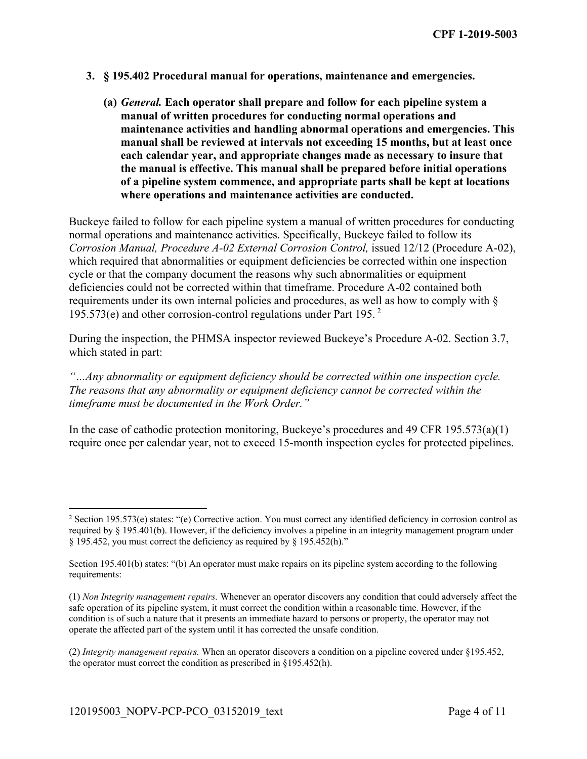**3. § 195.402 Procedural manual for operations, maintenance and emergencies.**

**(a)** ***General.*** **Each operator shall prepare and follow for each pipeline system a manual of written procedures for conducting normal operations and maintenance activities and handling abnormal operations and emergencies. This manual shall be reviewed at intervals not exceeding 15 months, but at least once each calendar year, and appropriate changes made as necessary to insure that the manual is effective. This manual shall be prepared before initial operations of a pipeline system commence, and appropriate parts shall be kept at locations where operations and maintenance activities are conducted.**

Buckeye failed to follow for each pipeline system a manual of written procedures for conducting normal operations and maintenance activities. Specifically, Buckeye failed to follow its *Corrosion Manual, Procedure A-02 External Corrosion Control,* issued 12/12 (Procedure A-02), which required that abnormalities or equipment deficiencies be corrected within one inspection cycle or that the company document the reasons why such abnormalities or equipment deficiencies could not be corrected within that timeframe. Procedure A-02 contained both requirements under its own internal policies and procedures, as well as how to comply with § 195.573(e) and other corrosion-control regulations under Part 195. [2]

During the inspection, the PHMSA inspector reviewed Buckeye's Procedure A-02. Section 3.7, which stated in part:

*"…Any abnormality or equipment deficiency should be corrected within one inspection cycle. The reasons that any abnormality or equipment deficiency cannot be corrected within the timeframe must be documented in the Work Order."*

In the case of cathodic protection monitoring, Buckeye's procedures and 49 CFR 195.573(a)(1) require once per calendar year, not to exceed 15-month inspection cycles for protected pipelines.

---

[2] Section 195.573(e) states: "(e) Corrective action. You must correct any identified deficiency in corrosion control as required by § 195.401(b). However, if the deficiency involves a pipeline in an integrity management program under § 195.452, you must correct the deficiency as required by § 195.452(h)."

Section 195.401(b) states: "(b) An operator must make repairs on its pipeline system according to the following requirements:

(1) *Non Integrity management repairs.* Whenever an operator discovers any condition that could adversely affect the safe operation of its pipeline system, it must correct the condition within a reasonable time. However, if the condition is of such a nature that it presents an immediate hazard to persons or property, the operator may not operate the affected part of the system until it has corrected the unsafe condition.

(2) *Integrity management repairs.* When an operator discovers a condition on a pipeline covered under §195.452, the operator must correct the condition as prescribed in §195.452(h).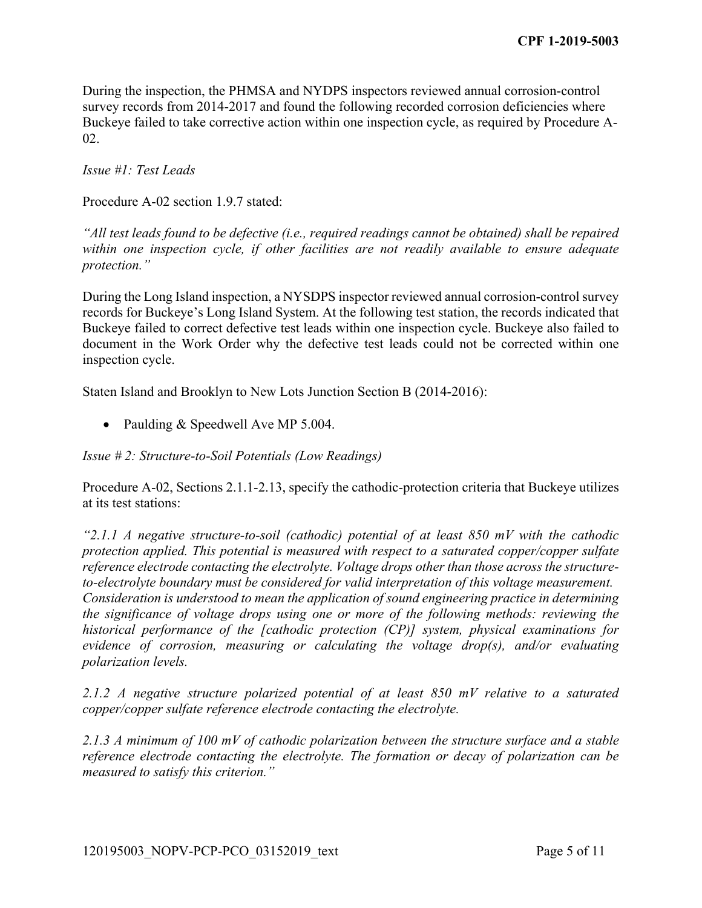During the inspection, the PHMSA and NYDPS inspectors reviewed annual corrosion-control survey records from 2014-2017 and found the following recorded corrosion deficiencies where Buckeye failed to take corrective action within one inspection cycle, as required by Procedure A-02.

*Issue #1: Test Leads*

Procedure A-02 section 1.9.7 stated:

*"All test leads found to be defective (i.e., required readings cannot be obtained) shall be repaired within one inspection cycle, if other facilities are not readily available to ensure adequate protection."*

During the Long Island inspection, a NYSDPS inspector reviewed annual corrosion-control survey records for Buckeye's Long Island System. At the following test station, the records indicated that Buckeye failed to correct defective test leads within one inspection cycle. Buckeye also failed to document in the Work Order why the defective test leads could not be corrected within one inspection cycle.

Staten Island and Brooklyn to New Lots Junction Section B (2014-2016):

- Paulding & Speedwell Ave MP 5.004.

*Issue # 2: Structure-to-Soil Potentials (Low Readings)*

Procedure A-02, Sections 2.1.1-2.13, specify the cathodic-protection criteria that Buckeye utilizes at its test stations:

*"2.1.1 A negative structure-to-soil (cathodic) potential of at least 850 mV with the cathodic protection applied. This potential is measured with respect to a saturated copper/copper sulfate reference electrode contacting the electrolyte. Voltage drops other than those across the structure-to-electrolyte boundary must be considered for valid interpretation of this voltage measurement. Consideration is understood to mean the application of sound engineering practice in determining the significance of voltage drops using one or more of the following methods: reviewing the historical performance of the [cathodic protection (CP)] system, physical examinations for evidence of corrosion, measuring or calculating the voltage drop(s), and/or evaluating polarization levels.*

*2.1.2 A negative structure polarized potential of at least 850 mV relative to a saturated copper/copper sulfate reference electrode contacting the electrolyte.*

*2.1.3 A minimum of 100 mV of cathodic polarization between the structure surface and a stable reference electrode contacting the electrolyte. The formation or decay of polarization can be measured to satisfy this criterion."*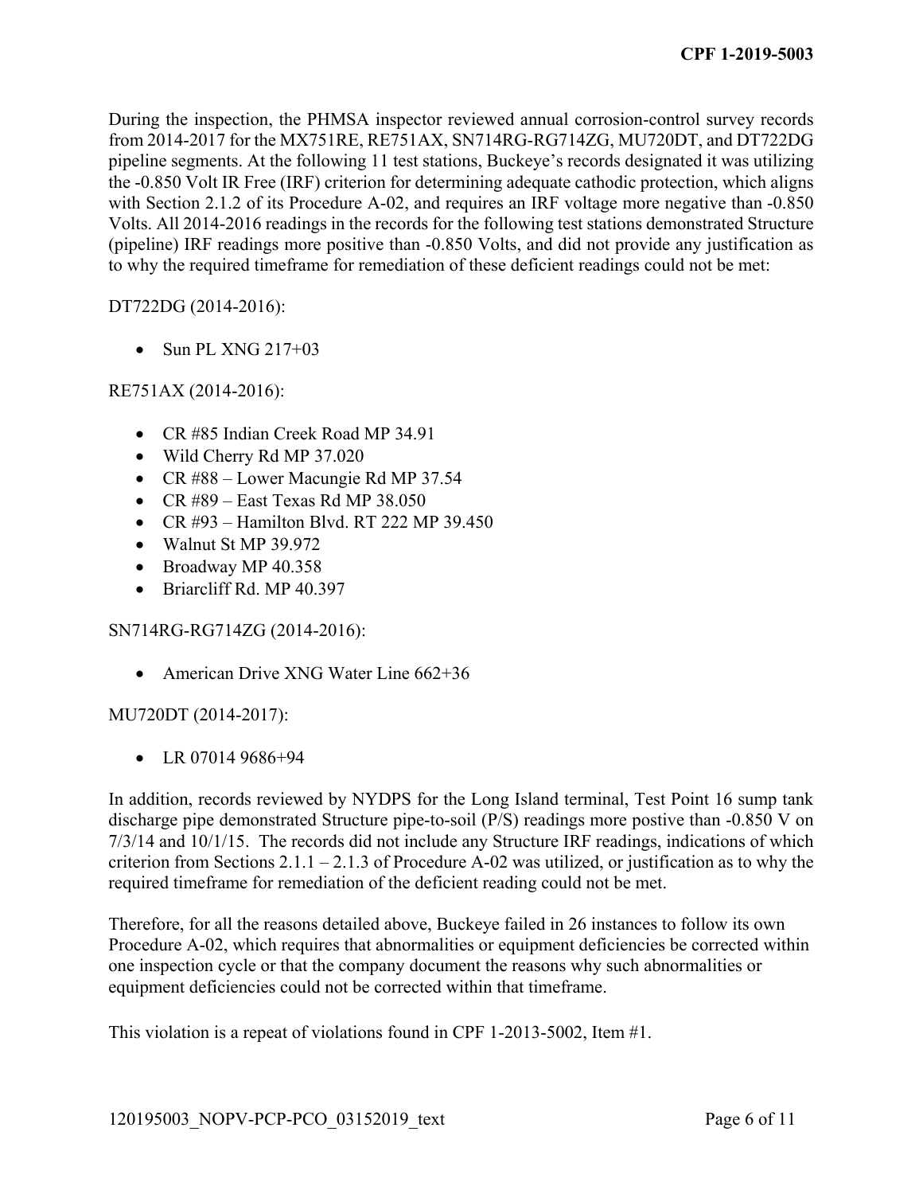During the inspection, the PHMSA inspector reviewed annual corrosion-control survey records from 2014-2017 for the MX751RE, RE751AX, SN714RG-RG714ZG, MU720DT, and DT722DG pipeline segments. At the following 11 test stations, Buckeye's records designated it was utilizing the -0.850 Volt IR Free (IRF) criterion for determining adequate cathodic protection, which aligns with Section 2.1.2 of its Procedure A-02, and requires an IRF voltage more negative than -0.850 Volts. All 2014-2016 readings in the records for the following test stations demonstrated Structure (pipeline) IRF readings more positive than -0.850 Volts, and did not provide any justification as to why the required timeframe for remediation of these deficient readings could not be met:

DT722DG (2014-2016):

- Sun PL XNG 217+03

RE751AX (2014-2016):

- CR #85 Indian Creek Road MP 34.91
- Wild Cherry Rd MP 37.020
- CR #88 – Lower Macungie Rd MP 37.54
- CR #89 – East Texas Rd MP 38.050
- CR #93 – Hamilton Blvd. RT 222 MP 39.450
- Walnut St MP 39.972
- Broadway MP 40.358
- Briarcliff Rd. MP 40.397

SN714RG-RG714ZG (2014-2016):

- American Drive XNG Water Line 662+36

MU720DT (2014-2017):

- LR 07014 9686+94

In addition, records reviewed by NYDPS for the Long Island terminal, Test Point 16 sump tank discharge pipe demonstrated Structure pipe-to-soil (P/S) readings more postive than -0.850 V on 7/3/14 and 10/1/15. The records did not include any Structure IRF readings, indications of which criterion from Sections 2.1.1 – 2.1.3 of Procedure A-02 was utilized, or justification as to why the required timeframe for remediation of the deficient reading could not be met.

Therefore, for all the reasons detailed above, Buckeye failed in 26 instances to follow its own Procedure A-02, which requires that abnormalities or equipment deficiencies be corrected within one inspection cycle or that the company document the reasons why such abnormalities or equipment deficiencies could not be corrected within that timeframe.

This violation is a repeat of violations found in CPF 1-2013-5002, Item #1.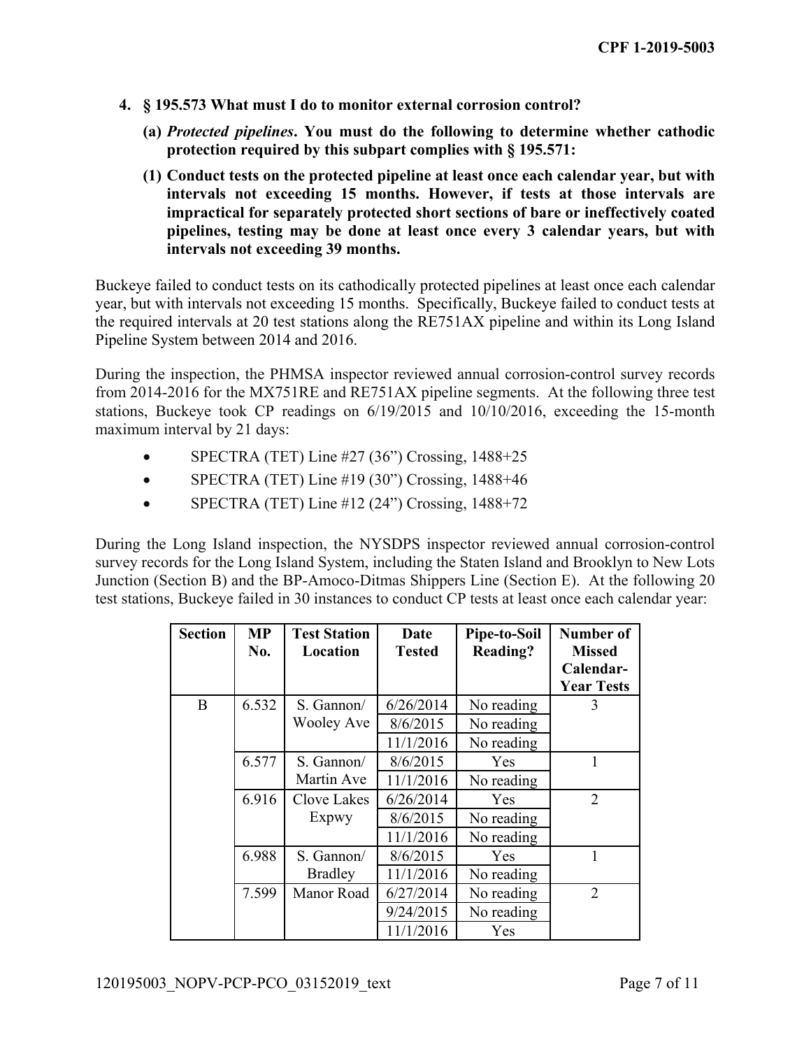**4. § 195.573 What must I do to monitor external corrosion control?**

**(a) *Protected pipelines*. You must do the following to determine whether cathodic protection required by this subpart complies with § 195.571:**

**(1) Conduct tests on the protected pipeline at least once each calendar year, but with intervals not exceeding 15 months. However, if tests at those intervals are impractical for separately protected short sections of bare or ineffectively coated pipelines, testing may be done at least once every 3 calendar years, but with intervals not exceeding 39 months.**

Buckeye failed to conduct tests on its cathodically protected pipelines at least once each calendar year, but with intervals not exceeding 15 months. Specifically, Buckeye failed to conduct tests at the required intervals at 20 test stations along the RE751AX pipeline and within its Long Island Pipeline System between 2014 and 2016.

During the inspection, the PHMSA inspector reviewed annual corrosion-control survey records from 2014-2016 for the MX751RE and RE751AX pipeline segments. At the following three test stations, Buckeye took CP readings on 6/19/2015 and 10/10/2016, exceeding the 15-month maximum interval by 21 days:

- SPECTRA (TET) Line #27 (36") Crossing, 1488+25
- SPECTRA (TET) Line #19 (30") Crossing, 1488+46
- SPECTRA (TET) Line #12 (24") Crossing, 1488+72

During the Long Island inspection, the NYSDPS inspector reviewed annual corrosion-control survey records for the Long Island System, including the Staten Island and Brooklyn to New Lots Junction (Section B) and the BP-Amoco-Ditmas Shippers Line (Section E). At the following 20 test stations, Buckeye failed in 30 instances to conduct CP tests at least once each calendar year:

| Section | MP No. | Test Station Location | Date Tested | Pipe-to-Soil Reading? | Number of Missed Calendar-Year Tests |
|---|---|---|---|---|---|
| B | 6.532 | S. Gannon/ Wooley Ave | 6/26/2014 | No reading | 3 |
| | | | 8/6/2015 | No reading | |
| | | | 11/1/2016 | No reading | |
| | 6.577 | S. Gannon/ Martin Ave | 8/6/2015 | Yes | 1 |
| | | | 11/1/2016 | No reading | |
| | 6.916 | Clove Lakes Expwy | 6/26/2014 | Yes | 2 |
| | | | 8/6/2015 | No reading | |
| | | | 11/1/2016 | No reading | |
| | 6.988 | S. Gannon/ Bradley | 8/6/2015 | Yes | 1 |
| | | | 11/1/2016 | No reading | |
| | 7.599 | Manor Road | 6/27/2014 | No reading | 2 |
| | | | 9/24/2015 | No reading | |
| | | | 11/1/2016 | Yes | |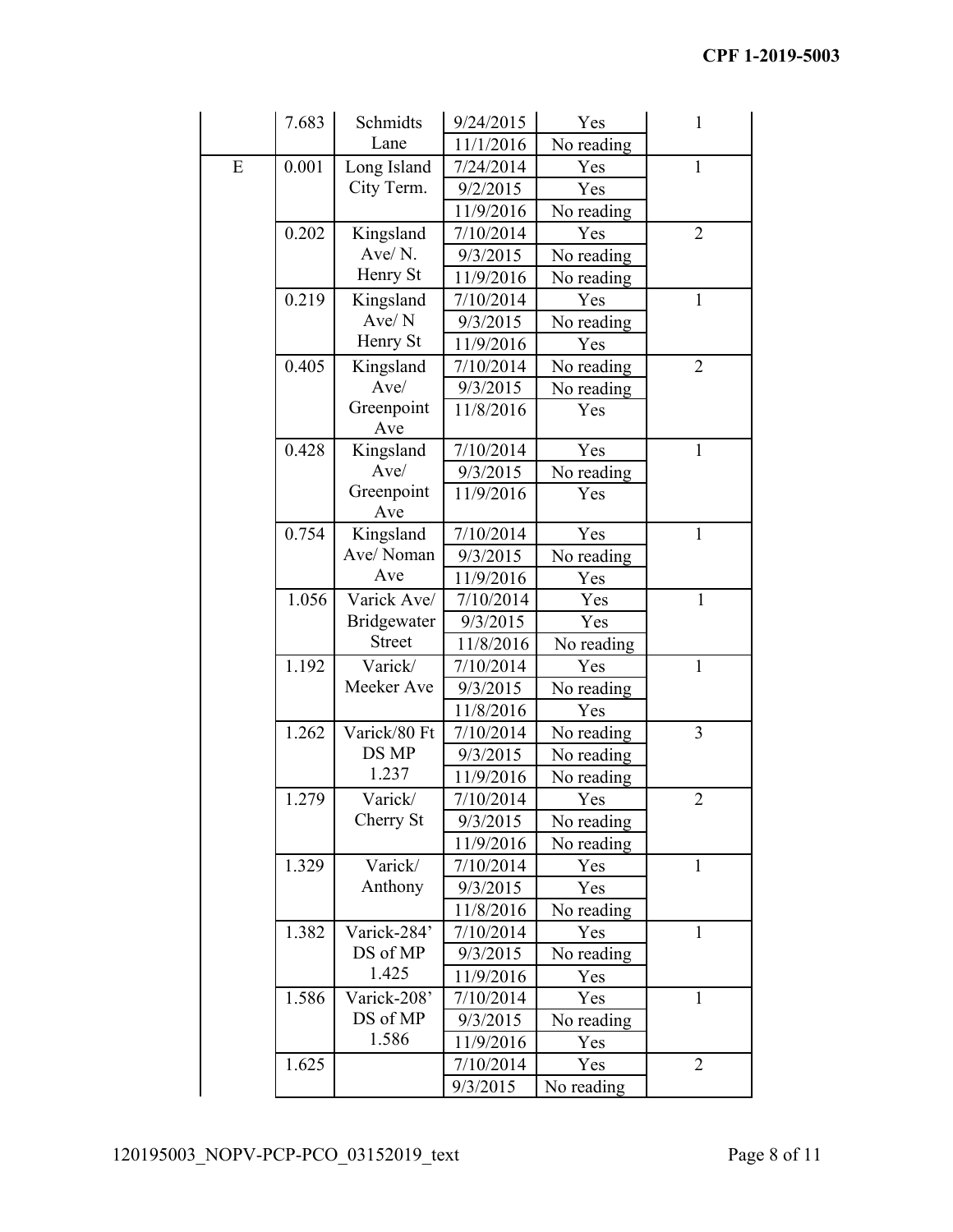| | | | | | |
|---|---|---|---|---|---|
| | 7.683 | Schmidts Lane | 9/24/2015 | Yes | 1 |
| | | | 11/1/2016 | No reading | |
| E | 0.001 | Long Island City Term. | 7/24/2014 | Yes | 1 |
| | | | 9/2/2015 | Yes | |
| | | | 11/9/2016 | No reading | |
| | 0.202 | Kingsland Ave/ N. Henry St | 7/10/2014 | Yes | 2 |
| | | | 9/3/2015 | No reading | |
| | | | 11/9/2016 | No reading | |
| | 0.219 | Kingsland Ave/ N Henry St | 7/10/2014 | Yes | 1 |
| | | | 9/3/2015 | No reading | |
| | | | 11/9/2016 | Yes | |
| | 0.405 | Kingsland Ave/ Greenpoint Ave | 7/10/2014 | No reading | 2 |
| | | | 9/3/2015 | No reading | |
| | | | 11/8/2016 | Yes | |
| | 0.428 | Kingsland Ave/ Greenpoint Ave | 7/10/2014 | Yes | 1 |
| | | | 9/3/2015 | No reading | |
| | | | 11/9/2016 | Yes | |
| | 0.754 | Kingsland Ave/ Noman Ave | 7/10/2014 | Yes | 1 |
| | | | 9/3/2015 | No reading | |
| | | | 11/9/2016 | Yes | |
| | 1.056 | Varick Ave/ Bridgewater Street | 7/10/2014 | Yes | 1 |
| | | | 9/3/2015 | Yes | |
| | | | 11/8/2016 | No reading | |
| | 1.192 | Varick/ Meeker Ave | 7/10/2014 | Yes | 1 |
| | | | 9/3/2015 | No reading | |
| | | | 11/8/2016 | Yes | |
| | 1.262 | Varick/80 Ft DS MP 1.237 | 7/10/2014 | No reading | 3 |
| | | | 9/3/2015 | No reading | |
| | | | 11/9/2016 | No reading | |
| | 1.279 | Varick/ Cherry St | 7/10/2014 | Yes | 2 |
| | | | 9/3/2015 | No reading | |
| | | | 11/9/2016 | No reading | |
| | 1.329 | Varick/ Anthony | 7/10/2014 | Yes | 1 |
| | | | 9/3/2015 | Yes | |
| | | | 11/8/2016 | No reading | |
| | 1.382 | Varick-284' DS of MP 1.425 | 7/10/2014 | Yes | 1 |
| | | | 9/3/2015 | No reading | |
| | | | 11/9/2016 | Yes | |
| | 1.586 | Varick-208' DS of MP 1.586 | 7/10/2014 | Yes | 1 |
| | | | 9/3/2015 | No reading | |
| | | | 11/9/2016 | Yes | |
| | 1.625 | | 7/10/2014 | Yes | 2 |
| | | | 9/3/2015 | No reading | |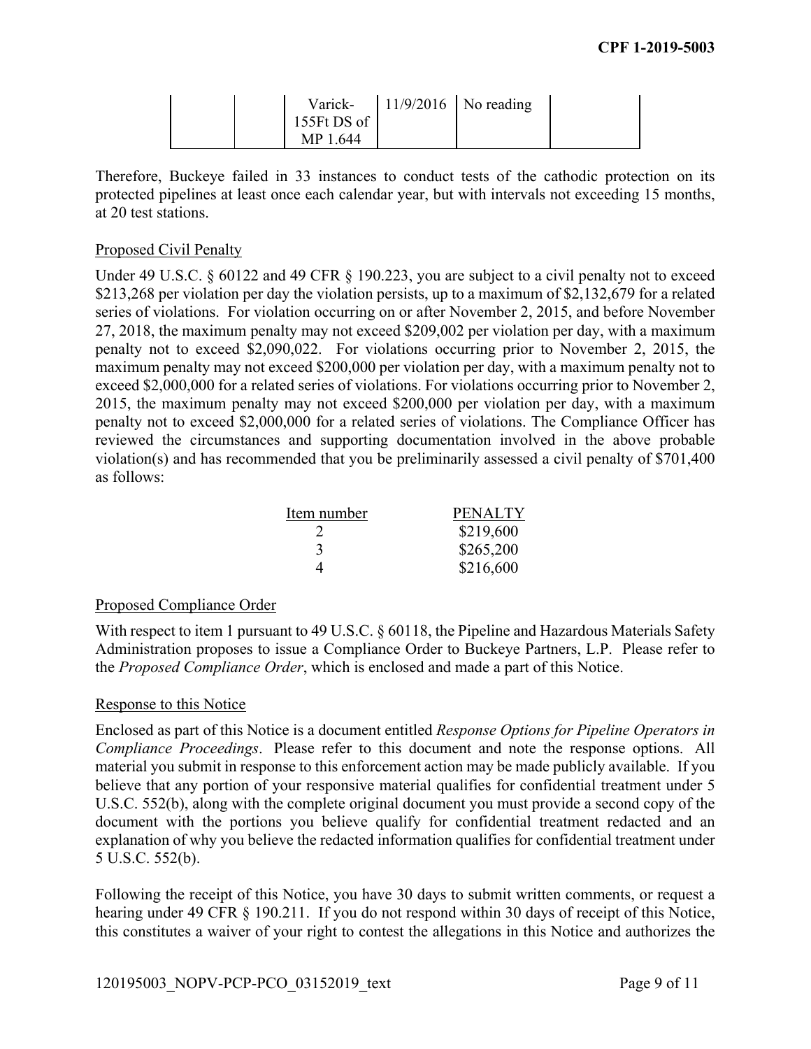|  |  | Varick-155Ft DS of MP 1.644 | 11/9/2016 | No reading |  |
|---|---|---|---|---|---|

Therefore, Buckeye failed in 33 instances to conduct tests of the cathodic protection on its protected pipelines at least once each calendar year, but with intervals not exceeding 15 months, at 20 test stations.

## Proposed Civil Penalty

Under 49 U.S.C. § 60122 and 49 CFR § 190.223, you are subject to a civil penalty not to exceed $213,268 per violation per day the violation persists, up to a maximum of $2,132,679 for a related series of violations. For violation occurring on or after November 2, 2015, and before November 27, 2018, the maximum penalty may not exceed $209,002 per violation per day, with a maximum penalty not to exceed $2,090,022. For violations occurring prior to November 2, 2015, the maximum penalty may not exceed $200,000 per violation per day, with a maximum penalty not to exceed $2,000,000 for a related series of violations. For violations occurring prior to November 2, 2015, the maximum penalty may not exceed $200,000 per violation per day, with a maximum penalty not to exceed $2,000,000 for a related series of violations. The Compliance Officer has reviewed the circumstances and supporting documentation involved in the above probable violation(s) and has recommended that you be preliminarily assessed a civil penalty of $701,400 as follows:

| Item number | PENALTY |
|---|---|
| 2 | $219,600 |
| 3 | $265,200 |
| 4 | $216,600 |

## Proposed Compliance Order

With respect to item 1 pursuant to 49 U.S.C. § 60118, the Pipeline and Hazardous Materials Safety Administration proposes to issue a Compliance Order to Buckeye Partners, L.P. Please refer to the *Proposed Compliance Order*, which is enclosed and made a part of this Notice.

## Response to this Notice

Enclosed as part of this Notice is a document entitled *Response Options for Pipeline Operators in Compliance Proceedings*. Please refer to this document and note the response options. All material you submit in response to this enforcement action may be made publicly available. If you believe that any portion of your responsive material qualifies for confidential treatment under 5 U.S.C. 552(b), along with the complete original document you must provide a second copy of the document with the portions you believe qualify for confidential treatment redacted and an explanation of why you believe the redacted information qualifies for confidential treatment under 5 U.S.C. 552(b).

Following the receipt of this Notice, you have 30 days to submit written comments, or request a hearing under 49 CFR § 190.211. If you do not respond within 30 days of receipt of this Notice, this constitutes a waiver of your right to contest the allegations in this Notice and authorizes the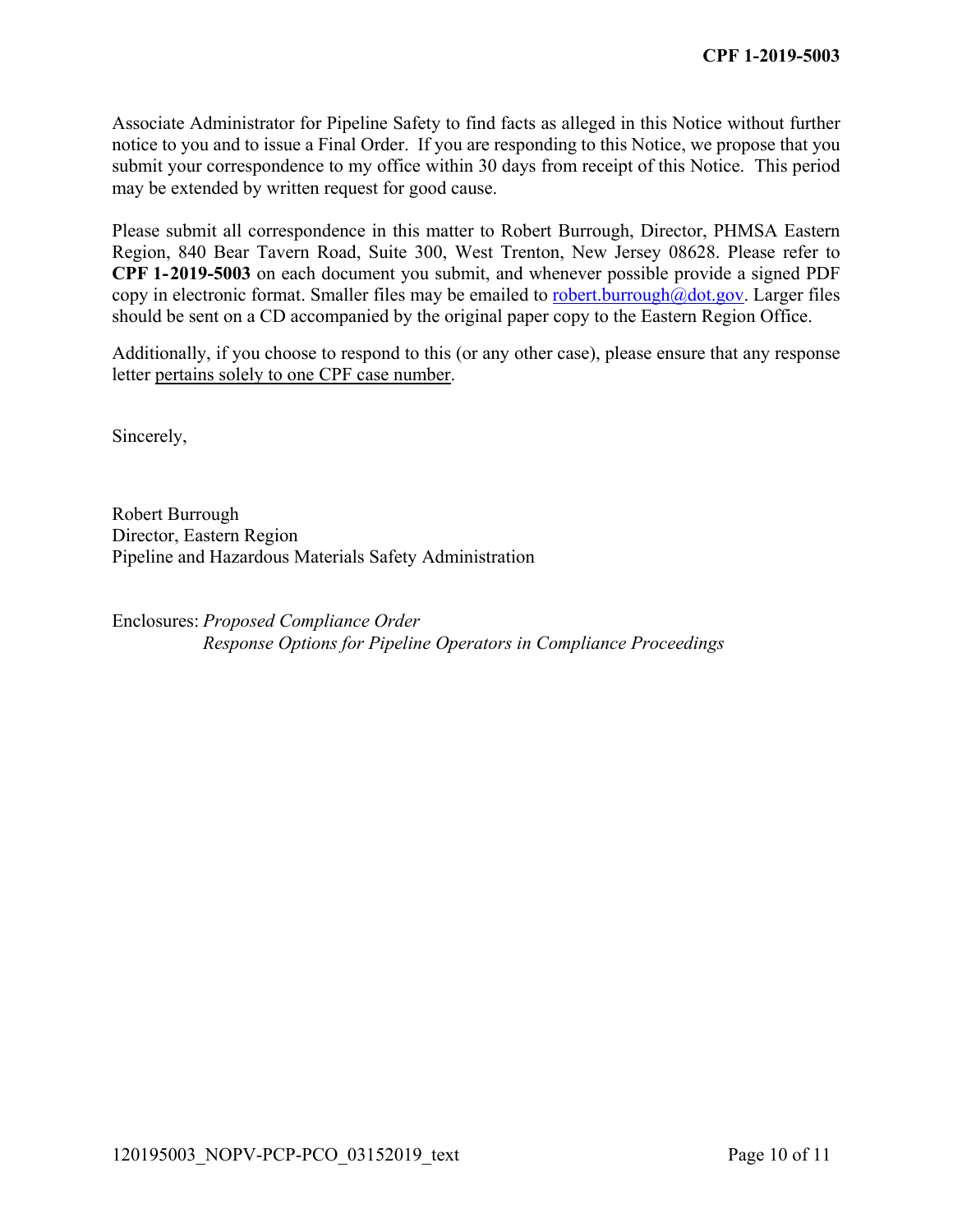Associate Administrator for Pipeline Safety to find facts as alleged in this Notice without further notice to you and to issue a Final Order. If you are responding to this Notice, we propose that you submit your correspondence to my office within 30 days from receipt of this Notice. This period may be extended by written request for good cause.

Please submit all correspondence in this matter to Robert Burrough, Director, PHMSA Eastern Region, 840 Bear Tavern Road, Suite 300, West Trenton, New Jersey 08628. Please refer to **CPF 1-2019-5003** on each document you submit, and whenever possible provide a signed PDF copy in electronic format. Smaller files may be emailed to robert.burrough@dot.gov. Larger files should be sent on a CD accompanied by the original paper copy to the Eastern Region Office.

Additionally, if you choose to respond to this (or any other case), please ensure that any response letter pertains solely to one CPF case number.

Sincerely,

Robert Burrough
Director, Eastern Region
Pipeline and Hazardous Materials Safety Administration

Enclosures: *Proposed Compliance Order*
*Response Options for Pipeline Operators in Compliance Proceedings*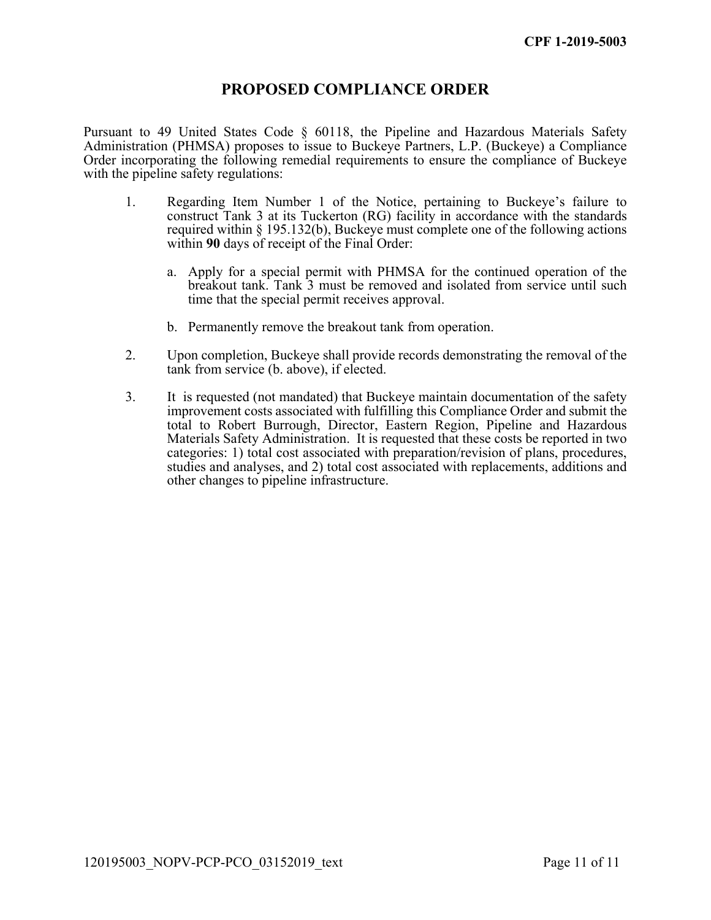# PROPOSED COMPLIANCE ORDER

Pursuant to 49 United States Code § 60118, the Pipeline and Hazardous Materials Safety Administration (PHMSA) proposes to issue to Buckeye Partners, L.P. (Buckeye) a Compliance Order incorporating the following remedial requirements to ensure the compliance of Buckeye with the pipeline safety regulations:

1. Regarding Item Number 1 of the Notice, pertaining to Buckeye's failure to construct Tank 3 at its Tuckerton (RG) facility in accordance with the standards required within § 195.132(b), Buckeye must complete one of the following actions within **90** days of receipt of the Final Order:

   a. Apply for a special permit with PHMSA for the continued operation of the breakout tank. Tank 3 must be removed and isolated from service until such time that the special permit receives approval.

   b. Permanently remove the breakout tank from operation.

2. Upon completion, Buckeye shall provide records demonstrating the removal of the tank from service (b. above), if elected.

3. It is requested (not mandated) that Buckeye maintain documentation of the safety improvement costs associated with fulfilling this Compliance Order and submit the total to Robert Burrough, Director, Eastern Region, Pipeline and Hazardous Materials Safety Administration. It is requested that these costs be reported in two categories: 1) total cost associated with preparation/revision of plans, procedures, studies and analyses, and 2) total cost associated with replacements, additions and other changes to pipeline infrastructure.